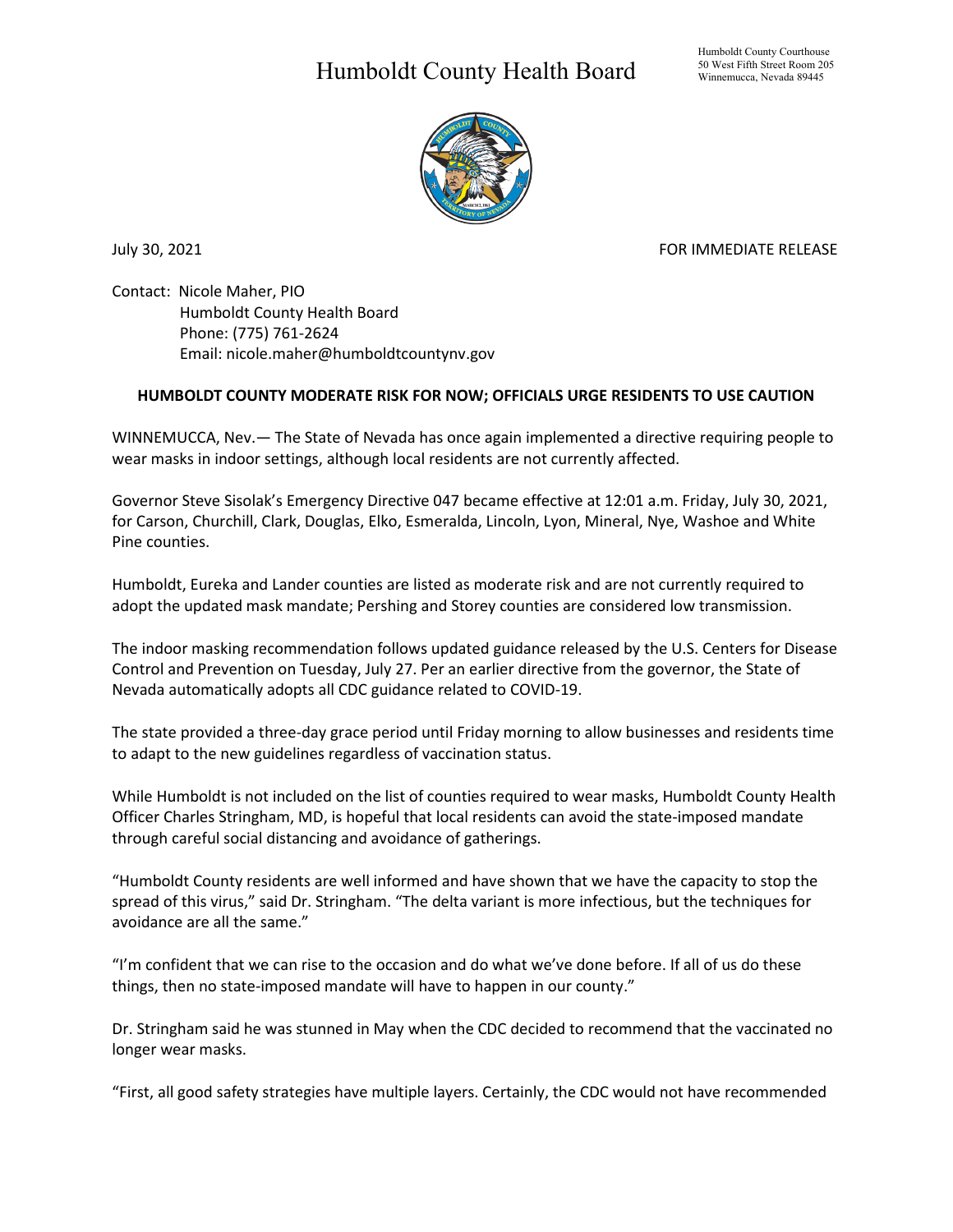# Humboldt County Health Board

Humboldt County Courthouse
50 West Fifth Street Room 205
Winnemucca, Nevada 89445

July 30, 2021

FOR IMMEDIATE RELEASE

Contact: Nicole Maher, PIO
Humboldt County Health Board
Phone: (775) 761-2624
Email: nicole.maher@humboldtcountynv.gov

**HUMBOLDT COUNTY MODERATE RISK FOR NOW; OFFICIALS URGE RESIDENTS TO USE CAUTION**

WINNEMUCCA, Nev.— The State of Nevada has once again implemented a directive requiring people to wear masks in indoor settings, although local residents are not currently affected.

Governor Steve Sisolak's Emergency Directive 047 became effective at 12:01 a.m. Friday, July 30, 2021, for Carson, Churchill, Clark, Douglas, Elko, Esmeralda, Lincoln, Lyon, Mineral, Nye, Washoe and White Pine counties.

Humboldt, Eureka and Lander counties are listed as moderate risk and are not currently required to adopt the updated mask mandate; Pershing and Storey counties are considered low transmission.

The indoor masking recommendation follows updated guidance released by the U.S. Centers for Disease Control and Prevention on Tuesday, July 27. Per an earlier directive from the governor, the State of Nevada automatically adopts all CDC guidance related to COVID-19.

The state provided a three-day grace period until Friday morning to allow businesses and residents time to adapt to the new guidelines regardless of vaccination status.

While Humboldt is not included on the list of counties required to wear masks, Humboldt County Health Officer Charles Stringham, MD, is hopeful that local residents can avoid the state-imposed mandate through careful social distancing and avoidance of gatherings.

"Humboldt County residents are well informed and have shown that we have the capacity to stop the spread of this virus," said Dr. Stringham. "The delta variant is more infectious, but the techniques for avoidance are all the same."

"I'm confident that we can rise to the occasion and do what we've done before. If all of us do these things, then no state-imposed mandate will have to happen in our county."

Dr. Stringham said he was stunned in May when the CDC decided to recommend that the vaccinated no longer wear masks.

"First, all good safety strategies have multiple layers. Certainly, the CDC would not have recommended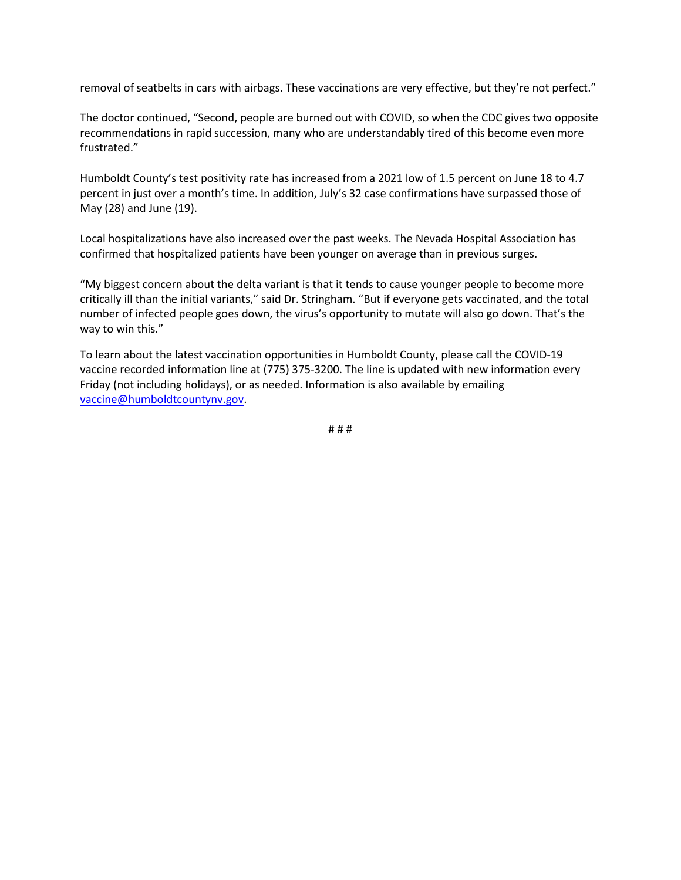removal of seatbelts in cars with airbags. These vaccinations are very effective, but they're not perfect."

The doctor continued, "Second, people are burned out with COVID, so when the CDC gives two opposite recommendations in rapid succession, many who are understandably tired of this become even more frustrated."

Humboldt County's test positivity rate has increased from a 2021 low of 1.5 percent on June 18 to 4.7 percent in just over a month's time. In addition, July's 32 case confirmations have surpassed those of May (28) and June (19).

Local hospitalizations have also increased over the past weeks. The Nevada Hospital Association has confirmed that hospitalized patients have been younger on average than in previous surges.

"My biggest concern about the delta variant is that it tends to cause younger people to become more critically ill than the initial variants," said Dr. Stringham. "But if everyone gets vaccinated, and the total number of infected people goes down, the virus's opportunity to mutate will also go down. That's the way to win this."

To learn about the latest vaccination opportunities in Humboldt County, please call the COVID-19 vaccine recorded information line at (775) 375-3200. The line is updated with new information every Friday (not including holidays), or as needed. Information is also available by emailing [vaccine@humboldtcountynv.gov](mailto:vaccine@humboldtcountynv.gov).

# # #